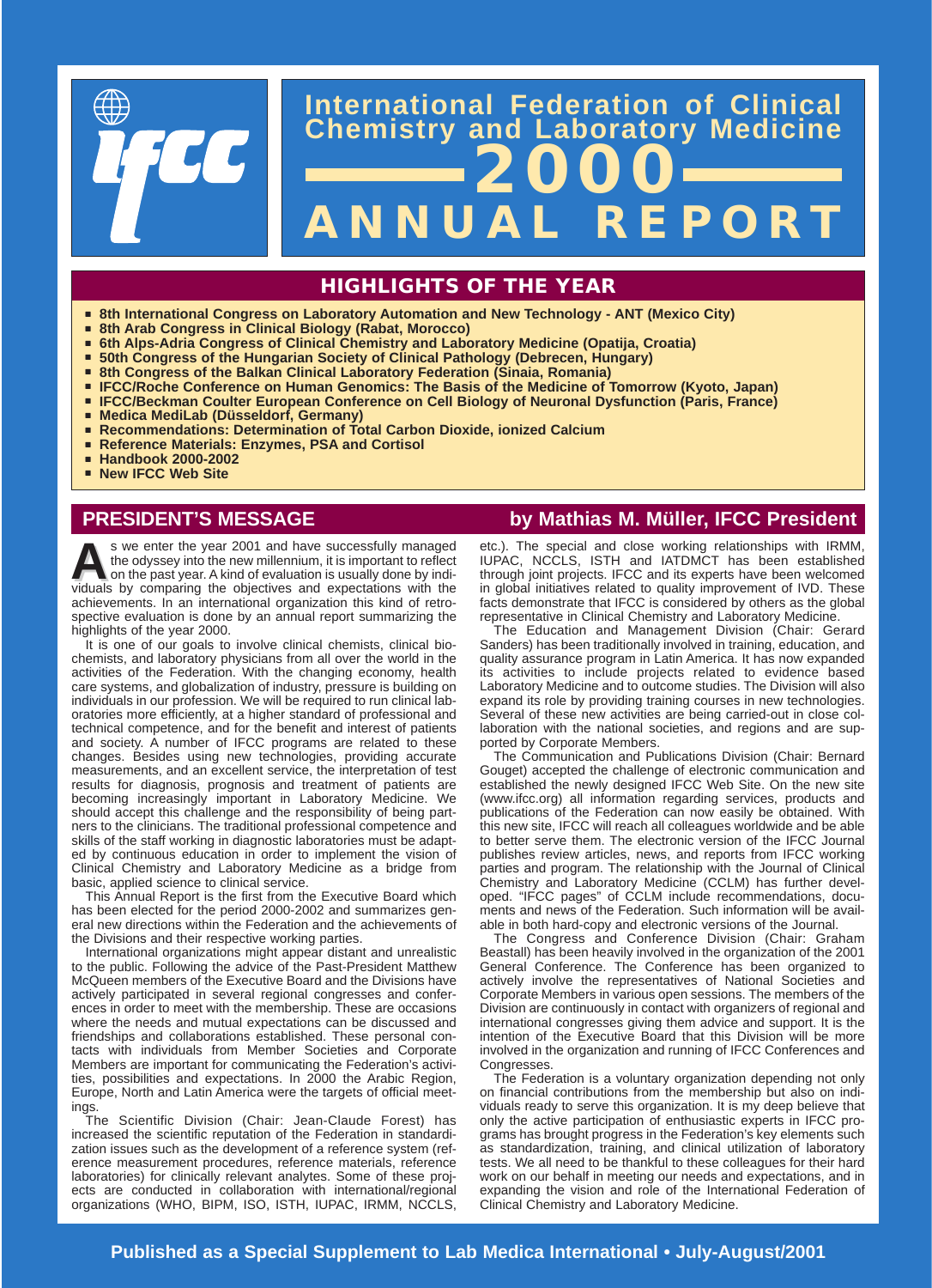# International Federation of Clinical Chemistry and Laboratory Medicine

# 2000 ANNUAL REPORT

## HIGHLIGHTS OF THE YEAR

- **8th International Congress on Laboratory Automation and New Technology - ANT (Mexico City)**
- **8th Arab Congress in Clinical Biology (Rabat, Morocco)**
- **6th Alps-Adria Congress of Clinical Chemistry and Laboratory Medicine (Opatija, Croatia)**
- **50th Congress of the Hungarian Society of Clinical Pathology (Debrecen, Hungary)**
- **8th Congress of the Balkan Clinical Laboratory Federation (Sinaia, Romania)**
- **IFCC/Roche Conference on Human Genomics: The Basis of the Medicine of Tomorrow (Kyoto, Japan)**
- **IFCC/Beckman Coulter European Conference on Cell Biology of Neuronal Dysfunction (Paris, France)**
- **Medica MediLab (Düsseldorf, Germany)**
- **Recommendations: Determination of Total Carbon Dioxide, ionized Calcium**
- **Reference Materials: Enzymes, PSA and Cortisol**
- **Handbook 2000-2002**
- **New IFCC Web Site**

## PRESIDENT'S MESSAGE

**by Mathias M. Müller, IFCC President**

As we enter the year 2001 and have successfully managed the odyssey into the new millennium, it is important to reflect on the past year. A kind of evaluation is usually done by individuals by comparing the objectives and expectations with the achievements. In an international organization this kind of retrospective evaluation is done by an annual report summarizing the highlights of the year 2000.

It is one of our goals to involve clinical chemists, clinical biochemists, and laboratory physicians from all over the world in the activities of the Federation. With the changing economy, health care systems, and globalization of industry, pressure is building on individuals in our profession. We will be required to run clinical laboratories more efficiently, at a higher standard of professional and technical competence, and for the benefit and interest of patients and society. A number of IFCC programs are related to these changes. Besides using new technologies, providing accurate measurements, and an excellent service, the interpretation of test results for diagnosis, prognosis and treatment of patients are becoming increasingly important in Laboratory Medicine. We should accept this challenge and the responsibility of being partners to the clinicians. The traditional professional competence and skills of the staff working in diagnostic laboratories must be adapted by continuous education in order to implement the vision of Clinical Chemistry and Laboratory Medicine as a bridge from basic, applied science to clinical service.

This Annual Report is the first from the Executive Board which has been elected for the period 2000-2002 and summarizes general new directions within the Federation and the achievements of the Divisions and their respective working parties.

International organizations might appear distant and unrealistic to the public. Following the advice of the Past-President Matthew McQueen members of the Executive Board and the Divisions have actively participated in several regional congresses and conferences in order to meet with the membership. These are occasions where the needs and mutual expectations can be discussed and friendships and collaborations established. These personal contacts with individuals from Member Societies and Corporate Members are important for communicating the Federation's activities, possibilities and expectations. In 2000 the Arabic Region, Europe, North and Latin America were the targets of official meetings.

The Scientific Division (Chair: Jean-Claude Forest) has increased the scientific reputation of the Federation in standardization issues such as the development of a reference system (reference measurement procedures, reference materials, reference laboratories) for clinically relevant analytes. Some of these projects are conducted in collaboration with international/regional organizations (WHO, BIPM, ISO, ISTH, IUPAC, IRMM, NCCLS, etc.). The special and close working relationships with IRMM, IUPAC, NCCLS, ISTH and IATDMCT has been established through joint projects. IFCC and its experts have been welcomed in global initiatives related to quality improvement of IVD. These facts demonstrate that IFCC is considered by others as the global representative in Clinical Chemistry and Laboratory Medicine.

The Education and Management Division (Chair: Gerard Sanders) has been traditionally involved in training, education, and quality assurance program in Latin America. It has now expanded its activities to include projects related to evidence based Laboratory Medicine and to outcome studies. The Division will also expand its role by providing training courses in new technologies. Several of these new activities are being carried-out in close collaboration with the national societies, and regions and are supported by Corporate Members.

The Communication and Publications Division (Chair: Bernard Gouget) accepted the challenge of electronic communication and established the newly designed IFCC Web Site. On the new site (www.ifcc.org) all information regarding services, products and publications of the Federation can now easily be obtained. With this new site, IFCC will reach all colleagues worldwide and be able to better serve them. The electronic version of the IFCC Journal publishes review articles, news, and reports from IFCC working parties and program. The relationship with the Journal of Clinical Chemistry and Laboratory Medicine (CCLM) has further developed. "IFCC pages" of CCLM include recommendations, documents and news of the Federation. Such information will be available in both hard-copy and electronic versions of the Journal.

The Congress and Conference Division (Chair: Graham Beastall) has been heavily involved in the organization of the 2001 General Conference. The Conference has been organized to actively involve the representatives of National Societies and Corporate Members in various open sessions. The members of the Division are continuously in contact with organizers of regional and international congresses giving them advice and support. It is the intention of the Executive Board that this Division will be more involved in the organization and running of IFCC Conferences and Congresses.

The Federation is a voluntary organization depending not only on financial contributions from the membership but also on individuals ready to serve this organization. It is my deep believe that only the active participation of enthusiastic experts in IFCC programs has brought progress in the Federation's key elements such as standardization, training, and clinical utilization of laboratory tests. We all need to be thankful to these colleagues for their hard work on our behalf in meeting our needs and expectations, and in expanding the vision and role of the International Federation of Clinical Chemistry and Laboratory Medicine.

**Published as a Special Supplement to Lab Medica International • July-August/2001**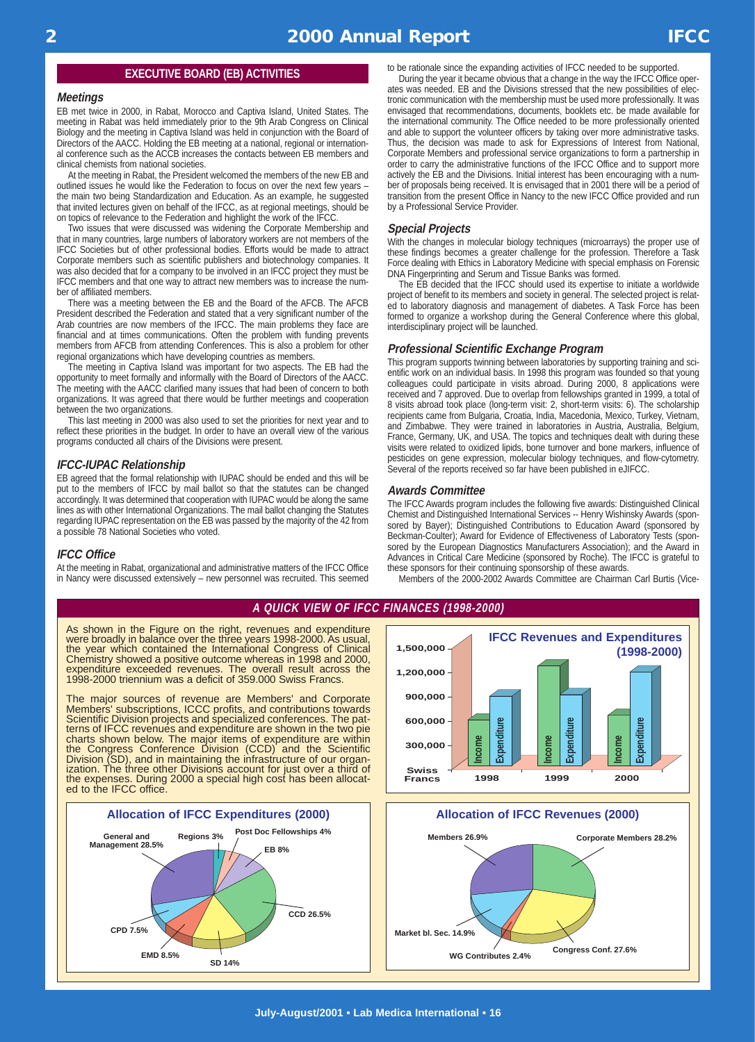## EXECUTIVE BOARD (EB) ACTIVITIES

### *Meetings*

EB met twice in 2000, in Rabat, Morocco and Captiva Island, United States. The meeting in Rabat was held immediately prior to the 9th Arab Congress on Clinical Biology and the meeting in Captiva Island was held in conjunction with the Board of Directors of the AACC. Holding the EB meeting at a national, regional or international conference such as the ACCB increases the contacts between EB members and clinical chemists from national societies.

At the meeting in Rabat, the President welcomed the members of the new EB and outlined issues he would like the Federation to focus on over the next few years – the main two being Standardization and Education. As an example, he suggested that invited lectures given on behalf of the IFCC, as at regional meetings, should be on topics of relevance to the Federation and highlight the work of the IFCC.

Two issues that were discussed was widening the Corporate Membership and that in many countries, large numbers of laboratory workers are not members of the IFCC Societies but of other professional bodies. Efforts would be made to attract Corporate members such as scientific publishers and biotechnology companies. It was also decided that for a company to be involved in an IFCC project they must be IFCC members and that one way to attract new members was to increase the number of affiliated members.

There was a meeting between the EB and the Board of the AFCB. The AFCB President described the Federation and stated that a very significant number of the Arab countries are now members of the IFCC. The main problems they face are financial and at times communications. Often the problem with funding prevents members from AFCB from attending Conferences. This is also a problem for other regional organizations which have developing countries as members.

The meeting in Captiva Island was important for two aspects. The EB had the opportunity to meet formally and informally with the Board of Directors of the AACC. The meeting with the AACC clarified many issues that had been of concern to both organizations. It was agreed that there would be further meetings and cooperation between the two organizations.

This last meeting in 2000 was also used to set the priorities for next year and to reflect these priorities in the budget. In order to have an overall view of the various programs conducted all chairs of the Divisions were present.

### *IFCC-IUPAC Relationship*

EB agreed that the formal relationship with IUPAC should be ended and this will be put to the members of IFCC by mail ballot so that the statutes can be changed accordingly. It was determined that cooperation with IUPAC would be along the same lines as with other International Organizations. The mail ballot changing the Statutes regarding IUPAC representation on the EB was passed by the majority of the 42 from a possible 78 National Societies who voted.

### *IFCC Office*

At the meeting in Rabat, organizational and administrative matters of the IFCC Office in Nancy were discussed extensively – new personnel was recruited. This seemed to be rationale since the expanding activities of IFCC needed to be supported.

During the year it became obvious that a change in the way the IFCC Office operates was needed. EB and the Divisions stressed that the new possibilities of electronic communication with the membership must be used more professionally. It was envisaged that recommendations, documents, booklets etc. be made available for the international community. The Office needed to be more professionally oriented and able to support the volunteer officers by taking over more administrative tasks. Thus, the decision was made to ask for Expressions of Interest from National, Corporate Members and professional service organizations to form a partnership in order to carry the administrative functions of the IFCC Office and to support more actively the EB and the Divisions. Initial interest has been encouraging with a number of proposals being received. It is envisaged that in 2001 there will be a period of transition from the present Office in Nancy to the new IFCC Office provided and run by a Professional Service Provider.

### *Special Projects*

With the changes in molecular biology techniques (microarrays) the proper use of these findings becomes a greater challenge for the profession. Therefore a Task Force dealing with Ethics in Laboratory Medicine with special emphasis on Forensic DNA Fingerprinting and Serum and Tissue Banks was formed.

The EB decided that the IFCC should used its expertise to initiate a worldwide project of benefit to its members and society in general. The selected project is related to laboratory diagnosis and management of diabetes. A Task Force has been formed to organize a workshop during the General Conference where this global, interdisciplinary project will be launched.

### *Professional Scientific Exchange Program*

This program supports twinning between laboratories by supporting training and scientific work on an individual basis. In 1998 this program was founded so that young colleagues could participate in visits abroad. During 2000, 8 applications were received and 7 approved. Due to overlap from fellowships granted in 1999, a total of 8 visits abroad took place (long-term visit: 2, short-term visits: 6). The scholarship recipients came from Bulgaria, Croatia, India, Macedonia, Mexico, Turkey, Vietnam, and Zimbabwe. They were trained in laboratories in Austria, Australia, Belgium, France, Germany, UK, and USA. The topics and techniques dealt with during these visits were related to oxidized lipids, bone turnover and bone markers, influence of pesticides on gene expression, molecular biology techniques, and flow-cytometry. Several of the reports received so far have been published in eJIFCC.

### *Awards Committee*

The IFCC Awards program includes the following five awards: Distinguished Clinical Chemist and Distinguished International Services -- Henry Wishinsky Awards (sponsored by Bayer); Distinguished Contributions to Education Award (sponsored by Beckman-Coulter); Award for Evidence of Effectiveness of Laboratory Tests (sponsored by the European Diagnostics Manufacturers Association); and the Award in Advances in Critical Care Medicine (sponsored by Roche). The IFCC is grateful to these sponsors for their continuing sponsorship of these awards.

Members of the 2000-2002 Awards Committee are Chairman Carl Burtis (Vice-

## *A QUICK VIEW OF IFCC FINANCES (1998-2000)*

As shown in the Figure on the right, revenues and expenditure were broadly in balance over the three years 1998-2000. As usual, the year which contained the International Congress of Clinical Chemistry showed a positive outcome whereas in 1998 and 2000, expenditure exceeded revenues. The overall result across the 1998-2000 triennium was a deficit of 359.000 Swiss Francs.

The major sources of revenue are Members' and Corporate Members' subscriptions, ICCC profits, and contributions towards Scientific Division projects and specialized conferences. The patterns of IFCC revenues and expenditure are shown in the two pie charts shown below. The major items of expenditure are within the Congress Conference Division (CCD) and the Scientific Division (SD), and in maintaining the infrastructure of our organization. The three other Divisions account for just over a third of the expenses. During 2000 a special high cost has been allocated to the IFCC office.

**IFCC Revenues and Expenditures (1998-2000)** (Swiss Francs; bar chart showing Income and Expenditure for 1998, 1999, 2000)

**Allocation of IFCC Expenditures (2000)**

| Item | Share |
|---|---|
| General and Management | 28.5% |
| Regions | 3% |
| Post Doc Fellowships | 4% |
| EB | 8% |
| CCD | 26.5% |
| SD | 14% |
| EMD | 8.5% |
| CPD | 7.5% |

**Allocation of IFCC Revenues (2000)**

| Item | Share |
|---|---|
| Members | 26.9% |
| Corporate Members | 28.2% |
| Congress Conf. | 27.6% |
| WG Contributes | 2.4% |
| Market bl. Sec. | 14.9% |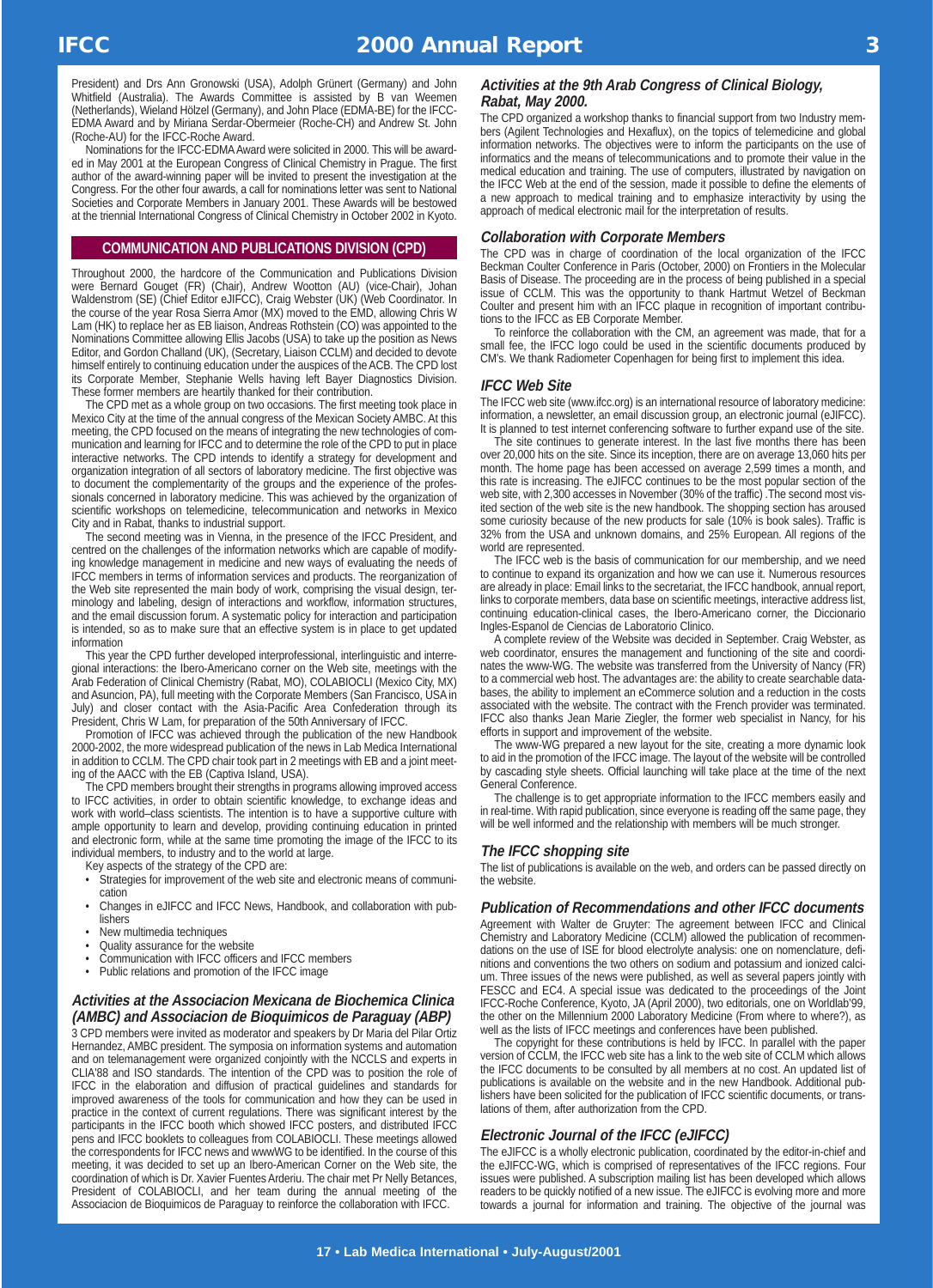President) and Drs Ann Gronowski (USA), Adolph Grünert (Germany) and John Whitfield (Australia). The Awards Committee is assisted by B van Weemen (Netherlands), Wieland Hölzel (Germany), and John Place (EDMA-BE) for the IFCC-EDMA Award and by Miriana Serdar-Obermeier (Roche-CH) and Andrew St. John (Roche-AU) for the IFCC-Roche Award.

Nominations for the IFCC-EDMA Award were solicited in 2000. This will be awarded in May 2001 at the European Congress of Clinical Chemistry in Prague. The first author of the award-winning paper will be invited to present the investigation at the Congress. For the other four awards, a call for nominations letter was sent to National Societies and Corporate Members in January 2001. These Awards will be bestowed at the triennial International Congress of Clinical Chemistry in October 2002 in Kyoto.

## COMMUNICATION AND PUBLICATIONS DIVISION (CPD)

Throughout 2000, the hardcore of the Communication and Publications Division were Bernard Gouget (FR) (Chair), Andrew Wootton (AU) (vice-Chair), Johan Waldenstrom (SE) (Chief Editor eJIFCC), Craig Webster (UK) (Web Coordinator. In the course of the year Rosa Sierra Amor (MX) moved to the EMD, allowing Chris W Lam (HK) to replace her as EB liaison, Andreas Rothstein (CO) was appointed to the Nominations Committee allowing Ellis Jacobs (USA) to take up the position as News Editor, and Gordon Challand (UK), (Secretary, Liaison CCLM) and decided to devote himself entirely to continuing education under the auspices of the ACB. The CPD lost its Corporate Member, Stephanie Wells having left Bayer Diagnostics Division. These former members are heartily thanked for their contribution.

The CPD met as a whole group on two occasions. The first meeting took place in Mexico City at the time of the annual congress of the Mexican Society AMBC. At this meeting, the CPD focused on the means of integrating the new technologies of communication and learning for IFCC and to determine the role of the CPD to put in place interactive networks. The CPD intends to identify a strategy for development and organization integration of all sectors of laboratory medicine. The first objective was to document the complementarity of the groups and the experience of the professionals concerned in laboratory medicine. This was achieved by the organization of scientific workshops on telemedicine, telecommunication and networks in Mexico City and in Rabat, thanks to industrial support.

The second meeting was in Vienna, in the presence of the IFCC President, and centred on the challenges of the information networks which are capable of modifying knowledge management in medicine and new ways of evaluating the needs of IFCC members in terms of information services and products. The reorganization of the Web site represented the main body of work, comprising the visual design, terminology and labeling, design of interactions and workflow, information structures, and the email discussion forum. A systematic policy for interaction and participation is intended, so as to make sure that an effective system is in place to get updated information

This year the CPD further developed interprofessional, interlinguistic and interregional interactions: the Ibero-Americano corner on the Web site, meetings with the Arab Federation of Clinical Chemistry (Rabat, MO), COLABIOCLI (Mexico City, MX) and Asuncion, PA), full meeting with the Corporate Members (San Francisco, USA in July) and closer contact with the Asia-Pacific Area Confederation through its President, Chris W Lam, for preparation of the 50th Anniversary of IFCC.

Promotion of IFCC was achieved through the publication of the new Handbook 2000-2002, the more widespread publication of the news in Lab Medica International in addition to CCLM. The CPD chair took part in 2 meetings with EB and a joint meeting of the AACC with the EB (Captiva Island, USA).

The CPD members brought their strengths in programs allowing improved access to IFCC activities, in order to obtain scientific knowledge, to exchange ideas and work with world–class scientists. The intention is to have a supportive culture with ample opportunity to learn and develop, providing continuing education in printed and electronic form, while at the same time promoting the image of the IFCC to its individual members, to industry and to the world at large.

Key aspects of the strategy of the CPD are:

- Strategies for improvement of the web site and electronic means of communication
- Changes in eJIFCC and IFCC News, Handbook, and collaboration with publishers
- New multimedia techniques
- Quality assurance for the website
- Communication with IFCC officers and IFCC members
- Public relations and promotion of the IFCC image

### *Activities at the Associacion Mexicana de Biochemica Clinica (AMBC) and Associacion de Bioquimicos de Paraguay (ABP)*

3 CPD members were invited as moderator and speakers by Dr Maria del Pilar Ortiz Hernandez, AMBC president. The symposia on information systems and automation and on telemanagement were organized conjointly with the NCCLS and experts in CLIA'88 and ISO standards. The intention of the CPD was to position the role of IFCC in the elaboration and diffusion of practical guidelines and standards for improved awareness of the tools for communication and how they can be used in practice in the context of current regulations. There was significant interest by the participants in the IFCC booth which showed IFCC posters, and distributed IFCC pens and IFCC booklets to colleagues from COLABIOCLI. These meetings allowed the correspondents for IFCC news and wwwWG to be identified. In the course of this meeting, it was decided to set up an Ibero-American Corner on the Web site, the coordination of which is Dr. Xavier Fuentes Arderiu. The chair met Pr Nelly Betances, President of COLABIOCLI, and her team during the annual meeting of the Associacion de Bioquimicos de Paraguay to reinforce the collaboration with IFCC.

### *Activities at the 9th Arab Congress of Clinical Biology, Rabat, May 2000.*

The CPD organized a workshop thanks to financial support from two Industry members (Agilent Technologies and Hexaflux), on the topics of telemedicine and global information networks. The objectives were to inform the participants on the use of informatics and the means of telecommunications and to promote their value in the medical education and training. The use of computers, illustrated by navigation on the IFCC Web at the end of the session, made it possible to define the elements of a new approach to medical training and to emphasize interactivity by using the approach of medical electronic mail for the interpretation of results.

### *Collaboration with Corporate Members*

The CPD was in charge of coordination of the local organization of the IFCC Beckman Coulter Conference in Paris (October, 2000) on Frontiers in the Molecular Basis of Disease. The proceeding are in the process of being published in a special issue of CCLM. This was the opportunity to thank Hartmut Wetzel of Beckman Coulter and present him with an IFCC plaque in recognition of important contributions to the IFCC as EB Corporate Member.

To reinforce the collaboration with the CM, an agreement was made, that for a small fee, the IFCC logo could be used in the scientific documents produced by CM's. We thank Radiometer Copenhagen for being first to implement this idea.

### *IFCC Web Site*

The IFCC web site (www.ifcc.org) is an international resource of laboratory medicine: information, a newsletter, an email discussion group, an electronic journal (eJIFCC). It is planned to test internet conferencing software to further expand use of the site.

The site continues to generate interest. In the last five months there has been over 20,000 hits on the site. Since its inception, there are on average 13,060 hits per month. The home page has been accessed on average 2,599 times a month, and this rate is increasing. The eJIFCC continues to be the most popular section of the web site, with 2,300 accesses in November (30% of the traffic) .The second most visited section of the web site is the new handbook. The shopping section has aroused some curiosity because of the new products for sale (10% is book sales). Traffic is 32% from the USA and unknown domains, and 25% European. All regions of the world are represented.

The IFCC web is the basis of communication for our membership, and we need to continue to expand its organization and how we can use it. Numerous resources are already in place: Email links to the secretariat, the IFCC handbook, annual report, links to corporate members, data base on scientific meetings, interactive address list, continuing education-clinical cases, the Ibero-Americano corner, the Diccionario Ingles-Espanol de Ciencias de Laboratorio Clinico.

A complete review of the Website was decided in September. Craig Webster, as web coordinator, ensures the management and functioning of the site and coordinates the www-WG. The website was transferred from the University of Nancy (FR) to a commercial web host. The advantages are: the ability to create searchable databases, the ability to implement an eCommerce solution and a reduction in the costs associated with the website. The contract with the French provider was terminated. IFCC also thanks Jean Marie Ziegler, the former web specialist in Nancy, for his efforts in support and improvement of the website.

The www-WG prepared a new layout for the site, creating a more dynamic look to aid in the promotion of the IFCC image. The layout of the website will be controlled by cascading style sheets. Official launching will take place at the time of the next General Conference.

The challenge is to get appropriate information to the IFCC members easily and in real-time. With rapid publication, since everyone is reading off the same page, they will be well informed and the relationship with members will be much stronger.

### *The IFCC shopping site*

The list of publications is available on the web, and orders can be passed directly on the website.

### *Publication of Recommendations and other IFCC documents*

Agreement with Walter de Gruyter: The agreement between IFCC and Clinical Chemistry and Laboratory Medicine (CCLM) allowed the publication of recommendations on the use of ISE for blood electrolyte analysis: one on nomenclature, definitions and conventions the two others on sodium and potassium and ionized calcium. Three issues of the news were published, as well as several papers jointly with FESCC and EC4. A special issue was dedicated to the proceedings of the Joint IFCC-Roche Conference, Kyoto, JA (April 2000), two editorials, one on Worldlab'99, the other on the Millennium 2000 Laboratory Medicine (From where to where?), as well as the lists of IFCC meetings and conferences have been published.

The copyright for these contributions is held by IFCC. In parallel with the paper version of CCLM, the IFCC web site has a link to the web site of CCLM which allows the IFCC documents to be consulted by all members at no cost. An updated list of publications is available on the website and in the new Handbook. Additional publishers have been solicited for the publication of IFCC scientific documents, or translations of them, after authorization from the CPD.

### *Electronic Journal of the IFCC (eJIFCC)*

The eJIFCC is a wholly electronic publication, coordinated by the editor-in-chief and the eJIFCC-WG, which is comprised of representatives of the IFCC regions. Four issues were published. A subscription mailing list has been developed which allows readers to be quickly notified of a new issue. The eJIFCC is evolving more and more towards a journal for information and training. The objective of the journal was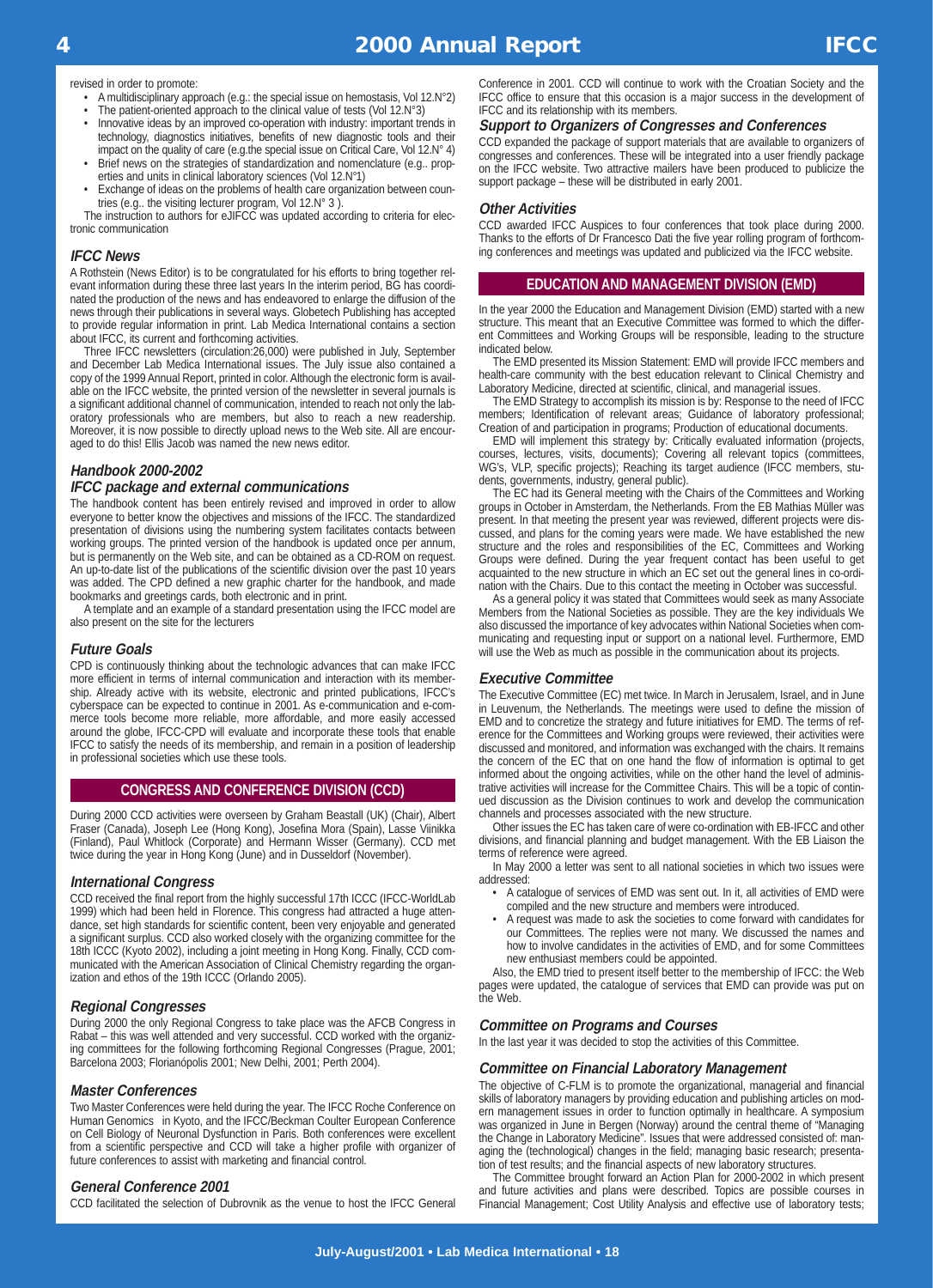revised in order to promote:

- A multidisciplinary approach (e.g.: the special issue on hemostasis, Vol 12.N°2)
- The patient-oriented approach to the clinical value of tests (Vol 12.N°3)
- Innovative ideas by an improved co-operation with industry: important trends in technology, diagnostics initiatives, benefits of new diagnostic tools and their impact on the quality of care (e.g.the special issue on Critical Care, Vol 12.N° 4)
- Brief news on the strategies of standardization and nomenclature (e.g.. properties and units in clinical laboratory sciences (Vol 12.N°1)
- Exchange of ideas on the problems of health care organization between countries (e.g.. the visiting lecturer program, Vol 12.N° 3 ).

The instruction to authors for eJIFCC was updated according to criteria for electronic communication

### *IFCC News*

A Rothstein (News Editor) is to be congratulated for his efforts to bring together relevant information during these three last years In the interim period, BG has coordinated the production of the news and has endeavored to enlarge the diffusion of the news through their publications in several ways. Globetech Publishing has accepted to provide regular information in print. Lab Medica International contains a section about IFCC, its current and forthcoming activities.

Three IFCC newsletters (circulation:26,000) were published in July, September and December Lab Medica International issues. The July issue also contained a copy of the 1999 Annual Report, printed in color. Although the electronic form is available on the IFCC website, the printed version of the newsletter in several journals is a significant additional channel of communication, intended to reach not only the laboratory professionals who are members, but also to reach a new readership. Moreover, it is now possible to directly upload news to the Web site. All are encouraged to do this! Ellis Jacob was named the new news editor.

### *Handbook 2000-2002*

### *IFCC package and external communications*

The handbook content has been entirely revised and improved in order to allow everyone to better know the objectives and missions of the IFCC. The standardized presentation of divisions using the numbering system facilitates contacts between working groups. The printed version of the handbook is updated once per annum, but is permanently on the Web site, and can be obtained as a CD-ROM on request. An up-to-date list of the publications of the scientific division over the past 10 years was added. The CPD defined a new graphic charter for the handbook, and made bookmarks and greetings cards, both electronic and in print.

A template and an example of a standard presentation using the IFCC model are also present on the site for the lecturers

### *Future Goals*

CPD is continuously thinking about the technologic advances that can make IFCC more efficient in terms of internal communication and interaction with its membership. Already active with its website, electronic and printed publications, IFCC's cyberspace can be expected to continue in 2001. As e-communication and e-commerce tools become more reliable, more affordable, and more easily accessed around the globe, IFCC-CPD will evaluate and incorporate these tools that enable IFCC to satisfy the needs of its membership, and remain in a position of leadership in professional societies which use these tools.

## CONGRESS AND CONFERENCE DIVISION (CCD)

During 2000 CCD activities were overseen by Graham Beastall (UK) (Chair), Albert Fraser (Canada), Joseph Lee (Hong Kong), Josefina Mora (Spain), Lasse Viinikka (Finland), Paul Whitlock (Corporate) and Hermann Wisser (Germany). CCD met twice during the year in Hong Kong (June) and in Dusseldorf (November).

### *International Congress*

CCD received the final report from the highly successful 17th ICCC (IFCC-WorldLab 1999) which had been held in Florence. This congress had attracted a huge attendance, set high standards for scientific content, been very enjoyable and generated a significant surplus. CCD also worked closely with the organizing committee for the 18th ICCC (Kyoto 2002), including a joint meeting in Hong Kong. Finally, CCD communicated with the American Association of Clinical Chemistry regarding the organization and ethos of the 19th ICCC (Orlando 2005).

### *Regional Congresses*

During 2000 the only Regional Congress to take place was the AFCB Congress in Rabat – this was well attended and very successful. CCD worked with the organizing committees for the following forthcoming Regional Congresses (Prague, 2001; Barcelona 2003; Florianópolis 2001; New Delhi, 2001; Perth 2004).

### *Master Conferences*

Two Master Conferences were held during the year. The IFCC Roche Conference on Human Genomics in Kyoto, and the IFCC/Beckman Coulter European Conference on Cell Biology of Neuronal Dysfunction in Paris. Both conferences were excellent from a scientific perspective and CCD will take a higher profile with organizer of future conferences to assist with marketing and financial control.

### *General Conference 2001*

CCD facilitated the selection of Dubrovnik as the venue to host the IFCC General Conference in 2001. CCD will continue to work with the Croatian Society and the IFCC office to ensure that this occasion is a major success in the development of IFCC and its relationship with its members.

### *Support to Organizers of Congresses and Conferences*

CCD expanded the package of support materials that are available to organizers of congresses and conferences. These will be integrated into a user friendly package on the IFCC website. Two attractive mailers have been produced to publicize the support package – these will be distributed in early 2001.

### *Other Activities*

CCD awarded IFCC Auspices to four conferences that took place during 2000. Thanks to the efforts of Dr Francesco Dati the five year rolling program of forthcoming conferences and meetings was updated and publicized via the IFCC website.

## EDUCATION AND MANAGEMENT DIVISION (EMD)

In the year 2000 the Education and Management Division (EMD) started with a new structure. This meant that an Executive Committee was formed to which the different Committees and Working Groups will be responsible, leading to the structure indicated below.

The EMD presented its Mission Statement: EMD will provide IFCC members and health-care community with the best education relevant to Clinical Chemistry and Laboratory Medicine, directed at scientific, clinical, and managerial issues.

The EMD Strategy to accomplish its mission is by: Response to the need of IFCC members; Identification of relevant areas; Guidance of laboratory professional; Creation of and participation in programs; Production of educational documents.

EMD will implement this strategy by: Critically evaluated information (projects, courses, lectures, visits, documents); Covering all relevant topics (committees, WG's, VLP, specific projects); Reaching its target audience (IFCC members, students, governments, industry, general public).

The EC had its General meeting with the Chairs of the Committees and Working groups in October in Amsterdam, the Netherlands. From the EB Mathias Müller was present. In that meeting the present year was reviewed, different projects were discussed, and plans for the coming years were made. We have established the new structure and the roles and responsibilities of the EC, Committees and Working Groups were defined. During the year frequent contact has been useful to get acquainted to the new structure in which an EC set out the general lines in co-ordination with the Chairs. Due to this contact the meeting in October was successful.

As a general policy it was stated that Committees would seek as many Associate Members from the National Societies as possible. They are the key individuals We also discussed the importance of key advocates within National Societies when communicating and requesting input or support on a national level. Furthermore, EMD will use the Web as much as possible in the communication about its projects.

### *Executive Committee*

The Executive Committee (EC) met twice. In March in Jerusalem, Israel, and in June in Leuvenum, the Netherlands. The meetings were used to define the mission of EMD and to concretize the strategy and future initiatives for EMD. The terms of reference for the Committees and Working groups were reviewed, their activities were discussed and monitored, and information was exchanged with the chairs. It remains the concern of the EC that on one hand the flow of information is optimal to get informed about the ongoing activities, while on the other hand the level of administrative activities will increase for the Committee Chairs. This will be a topic of continued discussion as the Division continues to work and develop the communication channels and processes associated with the new structure.

Other issues the EC has taken care of were co-ordination with EB-IFCC and other divisions, and financial planning and budget management. With the EB Liaison the terms of reference were agreed.

In May 2000 a letter was sent to all national societies in which two issues were addressed:

- A catalogue of services of EMD was sent out. In it, all activities of EMD were compiled and the new structure and members were introduced.
- A request was made to ask the societies to come forward with candidates for our Committees. The replies were not many. We discussed the names and how to involve candidates in the activities of EMD, and for some Committees new enthusiast members could be appointed.

Also, the EMD tried to present itself better to the membership of IFCC: the Web pages were updated, the catalogue of services that EMD can provide was put on the Web.

### *Committee on Programs and Courses*

In the last year it was decided to stop the activities of this Committee.

### *Committee on Financial Laboratory Management*

The objective of C-FLM is to promote the organizational, managerial and financial skills of laboratory managers by providing education and publishing articles on modern management issues in order to function optimally in healthcare. A symposium was organized in June in Bergen (Norway) around the central theme of "Managing the Change in Laboratory Medicine". Issues that were addressed consisted of: managing the (technological) changes in the field; managing basic research; presentation of test results; and the financial aspects of new laboratory structures.

The Committee brought forward an Action Plan for 2000-2002 in which present and future activities and plans were described. Topics are possible courses in Financial Management; Cost Utility Analysis and effective use of laboratory tests;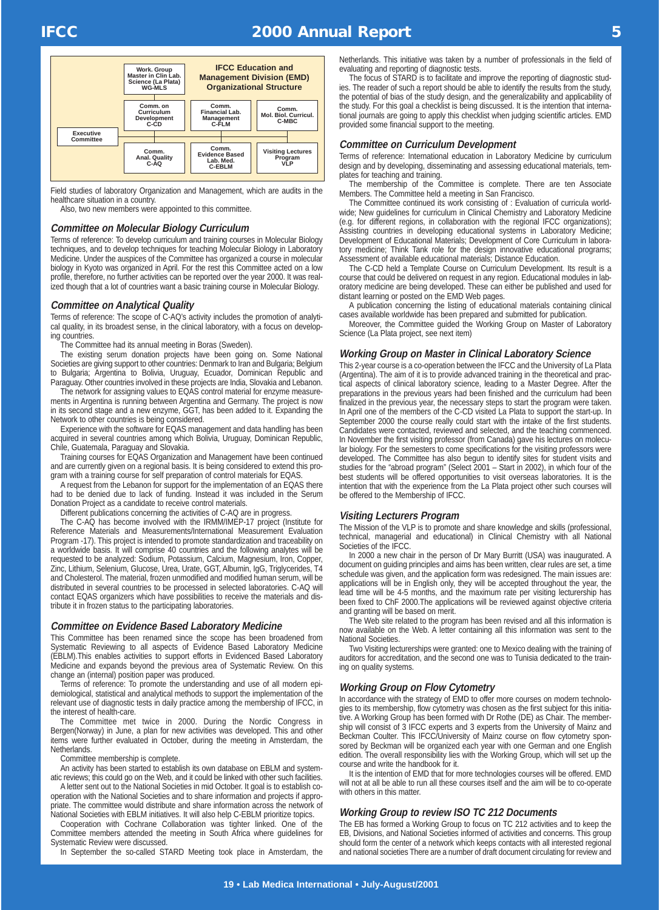**IFCC Education and Management Division (EMD) Organizational Structure**

- Executive Committee
- Work. Group Master in Clin Lab. Science (La Plata) WG-MLS
- Comm. on Curriculum Development C-CD
- Comm. Financial Lab. Management C-FLM
- Comm. Mol. Biol. Curricul. C-MBC
- Comm. Anal. Quality C-AQ
- Comm. Evidence Based Lab. Med. C-EBLM
- Visiting Lectures Program VLP

Field studies of laboratory Organization and Management, which are audits in the healthcare situation in a country.

Also, two new members were appointed to this committee.

### *Committee on Molecular Biology Curriculum*

Terms of reference: To develop curriculum and training courses in Molecular Biology techniques, and to develop techniques for teaching Molecular Biology in Laboratory Medicine. Under the auspices of the Committee has organized a course in molecular biology in Kyoto was organized in April. For the rest this Committee acted on a low profile, therefore, no further activities can be reported over the year 2000. It was realized though that a lot of countries want a basic training course in Molecular Biology.

### *Committee on Analytical Quality*

Terms of reference: The scope of C-AQ's activity includes the promotion of analytical quality, in its broadest sense, in the clinical laboratory, with a focus on developing countries.

The Committee had its annual meeting in Boras (Sweden).

The existing serum donation projects have been going on. Some National Societies are giving support to other countries: Denmark to Iran and Bulgaria; Belgium to Bulgaria; Argentina to Bolivia, Uruguay, Ecuador, Dominican Republic and Paraguay. Other countries involved in these projects are India, Slovakia and Lebanon.

The network for assigning values to EQAS control material for enzyme measurements in Argentina is running between Argentina and Germany. The project is now in its second stage and a new enzyme, GGT, has been added to it. Expanding the Network to other countries is being considered.

Experience with the software for EQAS management and data handling has been acquired in several countries among which Bolivia, Uruguay, Dominican Republic, Chile, Guatemala, Paraguay and Slovakia.

Training courses for EQAS Organization and Management have been continued and are currently given on a regional basis. It is being considered to extend this program with a training course for self preparation of control materials for EQAS.

A request from the Lebanon for support for the implementation of an EQAS there had to be denied due to lack of funding. Instead it was included in the Serum Donation Project as a candidate to receive control materials.

Different publications concerning the activities of C-AQ are in progress.

The C-AQ has become involved with the IRMM/IMEP-17 project (Institute for Reference Materials and Measurements/International Measurement Evaluation Program -17). This project is intended to promote standardization and traceability on a worldwide basis. It will comprise 40 countries and the following analytes will be requested to be analyzed: Sodium, Potassium, Calcium, Magnesium, Iron, Copper, Zinc, Lithium, Selenium, Glucose, Urea, Urate, GGT, Albumin, IgG, Triglycerides, T4 and Cholesterol. The material, frozen unmodified and modified human serum, will be distributed in several countries to be processed in selected laboratories. C-AQ will contact EQAS organizers which have possibilities to receive the materials and distribute it in frozen status to the participating laboratories.

### *Committee on Evidence Based Laboratory Medicine*

This Committee has been renamed since the scope has been broadened from Systematic Reviewing to all aspects of Evidence Based Laboratory Medicine (EBLM).This enables activities to support efforts in Evidenced Based Laboratory Medicine and expands beyond the previous area of Systematic Review. On this change an (internal) position paper was produced.

Terms of reference: To promote the understanding and use of all modern epidemiological, statistical and analytical methods to support the implementation of the relevant use of diagnostic tests in daily practice among the membership of IFCC, in the interest of health-care.

The Committee met twice in 2000. During the Nordic Congress in Bergen(Norway) in June, a plan for new activities was developed. This and other items were further evaluated in October, during the meeting in Amsterdam, the Netherlands.

Committee membership is complete.

An activity has been started to establish its own database on EBLM and systematic reviews; this could go on the Web, and it could be linked with other such facilities.

A letter sent out to the National Societies in mid October. It goal is to establish co-operation with the National Societies and to share information and projects if appropriate. The committee would distribute and share information across the network of National Societies with EBLM initiatives. It will also help C-EBLM prioritize topics.

Cooperation with Cochrane Collaboration was tighter linked. One of the Committee members attended the meeting in South Africa where guidelines for Systematic Review were discussed.

In September the so-called STARD Meeting took place in Amsterdam, the Netherlands. This initiative was taken by a number of professionals in the field of evaluating and reporting of diagnostic tests.

The focus of STARD is to facilitate and improve the reporting of diagnostic studies. The reader of such a report should be able to identify the results from the study, the potential of bias of the study design, and the generalizability and applicability of the study. For this goal a checklist is being discussed. It is the intention that international journals are going to apply this checklist when judging scientific articles. EMD provided some financial support to the meeting.

### *Committee on Curriculum Development*

Terms of reference: International education in Laboratory Medicine by curriculum design and by developing, disseminating and assessing educational materials, templates for teaching and training.

The membership of the Committee is complete. There are ten Associate Members. The Committee held a meeting in San Francisco.

The Committee continued its work consisting of : Evaluation of curricula worldwide; New guidelines for curriculum in Clinical Chemistry and Laboratory Medicine (e.g. for different regions, in collaboration with the regional IFCC organizations); Assisting countries in developing educational systems in Laboratory Medicine; Development of Educational Materials; Development of Core Curriculum in laboratory medicine; Think Tank role for the design innovative educational programs; Assessment of available educational materials; Distance Education.

The C-CD held a Template Course on Curriculum Development. Its result is a course that could be delivered on request in any region. Educational modules in laboratory medicine are being developed. These can either be published and used for distant learning or posted on the EMD Web pages.

A publication concerning the listing of educational materials containing clinical cases available worldwide has been prepared and submitted for publication.

Moreover, the Committee guided the Working Group on Master of Laboratory Science (La Plata project, see next item)

### *Working Group on Master in Clinical Laboratory Science*

This 2-year course is a co-operation between the IFCC and the University of La Plata (Argentina). The aim of it is to provide advanced training in the theoretical and practical aspects of clinical laboratory science, leading to a Master Degree. After the preparations in the previous years had been finished and the curriculum had been finalized in the previous year, the necessary steps to start the program were taken. In April one of the members of the C-CD visited La Plata to support the start-up. In September 2000 the course really could start with the intake of the first students. Candidates were contacted, reviewed and selected, and the teaching commenced. In November the first visiting professor (from Canada) gave his lectures on molecular biology. For the semesters to come specifications for the visiting professors were developed. The Committee has also begun to identify sites for student visits and studies for the "abroad program" (Select 2001 – Start in 2002), in which four of the best students will be offered opportunities to visit overseas laboratories. It is the intention that with the experience from the La Plata project other such courses will be offered to the Membership of IFCC.

### *Visiting Lecturers Program*

The Mission of the VLP is to promote and share knowledge and skills (professional, technical, managerial and educational) in Clinical Chemistry with all National Societies of the IFCC.

In 2000 a new chair in the person of Dr Mary Burritt (USA) was inaugurated. A document on guiding principles and aims has been written, clear rules are set, a time schedule was given, and the application form was redesigned. The main issues are: applications will be in English only, they will be accepted throughout the year, the lead time will be 4-5 months, and the maximum rate per visiting lecturership has been fixed to ChF 2000.The applications will be reviewed against objective criteria and granting will be based on merit.

The Web site related to the program has been revised and all this information is now available on the Web. A letter containing all this information was sent to the National Societies.

Two Visiting lecturerships were granted: one to Mexico dealing with the training of auditors for accreditation, and the second one was to Tunisia dedicated to the training on quality systems.

### *Working Group on Flow Cytometry*

In accordance with the strategy of EMD to offer more courses on modern technologies to its membership, flow cytometry was chosen as the first subject for this initiative. A Working Group has been formed with Dr Rothe (DE) as Chair. The membership will consist of 3 IFCC experts and 3 experts from the University of Mainz and Beckman Coulter. This IFCC/University of Mainz course on flow cytometry sponsored by Beckman will be organized each year with one German and one English edition. The overall responsibility lies with the Working Group, which will set up the course and write the handbook for it.

It is the intention of EMD that for more technologies courses will be offered. EMD will not at all be able to run all these courses itself and the aim will be to co-operate with others in this matter.

### *Working Group to review ISO TC 212 Documents*

The EB has formed a Working Group to focus on TC 212 activities and to keep the EB, Divisions, and National Societies informed of activities and concerns. This group should form the center of a network which keeps contacts with all interested regional and national societies There are a number of draft document circulating for review and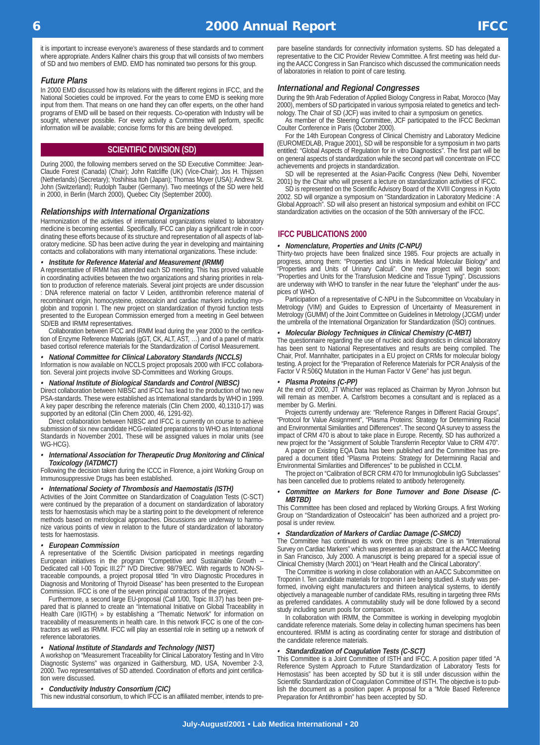it is important to increase everyone's awareness of these standards and to comment where appropriate. Anders Kallner chairs this group that will consists of two members of SD and two members of EMD. EMD has nominated two persons for this group.

### *Future Plans*

In 2000 EMD discussed how its relations with the different regions in IFCC, and the National Societies could be improved. For the years to come EMD is seeking more input from them. That means on one hand they can offer experts, on the other hand programs of EMD will be based on their requests. Co-operation with Industry will be sought, whenever possible. For every activity a Committee will perform, specific information will be available; concise forms for this are being developed.

## SCIENTIFIC DIVISION (SD)

During 2000, the following members served on the SD Executive Committee: Jean-Claude Forest (Canada) (Chair); John Ratcliffe (UK) (Vice-Chair); Jos H. Thijssen (Netherlands) (Secretary); Yoshihisa Itoh (Japan); Thomas Moyer (USA); Andrew St. John (Switzerland); Rudolph Tauber (Germany). Two meetings of the SD were held in 2000, in Berlin (March 2000), Quebec City (September 2000).

### *Relationships with International Organizations*

Harmonization of the activities of international organizations related to laboratory medicine is becoming essential. Specifically, IFCC can play a significant role in coordinating these efforts because of its structure and representation of all aspects of laboratory medicine. SD has been active during the year in developing and maintaining contacts and collaborations with many international organizations. These include:

- ***Institute for Reference Material and Measurement (IRMM)***

A representative of IRMM has attended each SD meeting. This has proved valuable in coordinating activities between the two organizations and sharing priorities in relation to production of reference materials. Several joint projects are under discussion : DNA reference material on factor V Leiden, antithrombin reference material of recombinant origin, homocysteine, osteocalcin and cardiac markers including myoglobin and troponin I. The new project on standardization of thyroid function tests presented to the European Commission emerged from a meeting in Geel between SD/EB and IRMM representatives.

Collaboration between IFCC and IRMM lead during the year 2000 to the certification of Enzyme Reference Materials (gGT, CK, ALT, AST, …) and of a panel of matrix based cortisol reference materials for the Standardization of Cortisol Measurement.

- ***National Committee for Clinical Laboratory Standards (NCCLS)***

Information is now available on NCCLS project proposals 2000 with IFCC collaboration. Several joint projects involve SD-Committees and Working Groups.

- ***National Institute of Biological Standards and Control (NIBSC)***

Direct collaboration between NIBSC and IFCC has lead to the production of two new PSA-standards. These were established as International standards by WHO in 1999. A key paper describing the reference materials (Clin Chem 2000, 40,1310-17) was supported by an editorial (Clin Chem 2000, 46, 1291-92).

Direct collaboration between NIBSC and IFCC is currently on course to achieve submission of six new candidate HCG-related preparations to WHO as International Standards in November 2001. These will be assigned values in molar units (see WG-HCG).

- ***International Association for Therapeutic Drug Monitoring and Clinical Toxicology (IATDMCT)***

Following the decision taken during the ICCC in Florence, a joint Working Group on Immunosuppressive Drugs has been established.

- ***International Society of Thrombosis and Haemostatis (ISTH)***

Activities of the Joint Committee on Standardization of Coagulation Tests (C-SCT) were continued by the preparation of a document on standardization of laboratory tests for haemostasis which may be a starting point to the development of reference methods based on metrological approaches. Discussions are underway to harmonize various points of view in relation to the future of standardization of laboratory tests for haemostasis.

- ***European Commission***

A representative of the Scientific Division participated in meetings regarding European initiatives in the program "Competitive and Sustainable Growth – Dedicated call I-00 Topic III.27" IVD Directive: 98/79/EC. With regards to NON-SI-traceable compounds, a project proposal titled "In vitro Diagnostic Procedures in Diagnosis and Monitoring of Thyroid Disease" has been presented to the European Commission. IFCC is one of the seven principal contractors of the project.

Furthermore, a second large EU-proposal (Call 1/00, Topic III.37) has been prepared that is planned to create an "International Initiative on Global Traceability in Health Care (IIGTH) » by establishing a "Thematic Network" for information on traceability of measurements in health care. In this network IFCC is one of the contractors as well as IRMM. IFCC will play an essential role in setting up a network of reference laboratories.

- ***National Institute of Standards and Technology (NIST)***

A workshop on "Measurement Traceability for Clinical Laboratory Testing and In Vitro Diagnostic Systems" was organized in Gaithersburg, MD, USA, November 2-3, 2000. Two representatives of SD attended. Coordination of efforts and joint certification were discussed.

- ***Conductivity Industry Consortium (CIC)***

This new industrial consortium, to which IFCC is an affiliated member, intends to prepare baseline standards for connectivity information systems. SD has delegated a representative to the CIC Provider Review Committee. A first meeting was held during the AACC Congress in San Francisco which discussed the communication needs of laboratories in relation to point of care testing.

### *International and Regional Congresses*

During the 9th Arab Federation of Applied Biology Congress in Rabat, Morocco (May 2000), members of SD participated in various symposia related to genetics and technology. The Chair of SD (JCF) was invited to chair a symposium on genetics.

As member of the Steering Committee, JCF participated to the IFCC Beckman Coulter Conference in Paris (October 2000).

For the 14th European Congress of Clinical Chemistry and Laboratory Medicine (EUROMEDLAB, Prague 2001), SD will be responsible for a symposium in two parts entitled: "Global Aspects of Regulation for in vitro Diagnostics". The first part will be on general aspects of standardization while the second part will concentrate on IFCC achievements and projects in standardization.

SD will be represented at the Asian-Pacific Congress (New Delhi, November 2001) by the Chair who will present a lecture on standardization activities of IFCC.

SD is represented on the Scientific Advisory Board of the XVIII Congress in Kyoto 2002. SD will organize a symposium on "Standardization in Laboratory Medicine : A Global Approach". SD will also present an historical symposium and exhibit on IFCC standardization activities on the occasion of the 50th anniversary of the IFCC.

## IFCC PUBLICATIONS 2000

- ***Nomenclature, Properties and Units (C-NPU)***

Thirty-two projects have been finalized since 1985. Four projects are actually in progress, among them: "Properties and Units in Medical Molecular Biology" and "Properties and Units of Urinary Calculi". One new project will begin soon: "Properties and Units for the Transfusion Medicine and Tissue Typing". Discussions are underway with WHO to transfer in the near future the "elephant" under the auspices of WHO.

Participation of a representative of C-NPU in the Subcommittee on Vocabulary in Metrology (VIM) and Guides to Expression of Uncertainty of Measurement in Metrology (GUMM) of the Joint Committee on Guidelines in Metrology (JCGM) under the umbrella of the International Organization for Standardization (ISO) continues.

- ***Molecular Biology Techniques in Clinical Chemistry (C-MBT)***

The questionnaire regarding the use of nucleic acid diagnostics in clinical laboratory has been sent to National Representatives and results are being compiled. The Chair, Prof. Mannhalter, participates in a EU project on CRMs for molecular biology testing. A project for the "Preparation of Reference Materials for PCR Analysis of the Factor V R:506Q Mutation in the Human Factor V Gene" has just begun.

- ***Plasma Proteins (C-PP)***

At the end of 2000, JT Whicher was replaced as Chairman by Myron Johnson but will remain as member. A. Carlstrom becomes a consultant and is replaced as a member by G. Merlini.

Projects currently underway are: "Reference Ranges in Different Racial Groups", "Protocol for Value Assignment", "Plasma Proteins: Strategy for Determining Racial and Environmental Similarities and Differences". The second QA survey to assess the impact of CRM 470 is about to take place in Europe. Recently, SD has authorized a new project for the "Assignment of Soluble Transferrin Receptor Value to CRM 470".

A paper on Existing EQA Data has been published and the Committee has prepared a document titled "Plasma Proteins: Strategy for Determining Racial and Environmental Similarities and Differences" to be published in CCLM.

The project on "Calibration of BCR CRM 470 for Immunoglobulin IgG Subclasses" has been cancelled due to problems related to antibody heterogeneity.

- ***Committee on Markers for Bone Turnover and Bone Disease (C-MBTBD)***

This Committee has been closed and replaced by Working Groups. A first Working Group on "Standardization of Osteocalcin" has been authorized and a project proposal is under review.

- ***Standardization of Markers of Cardiac Damage (C-SMCD)***

The Committee has continued its work on three projects: One is an "International Survey on Cardiac Markers" which was presented as an abstract at the AACC Meeting in San Francisco, July 2000. A manuscript is being prepared for a special issue of Clinical Chemistry (March 2001) on "Heart Health and the Clinical Laboratory".

The Committee is working in close collaboration with an AACC Subcommittee on Troponin I. Ten candidate materials for troponin I are being studied. A study was performed, involving eight manufacturers and thirteen analytical systems, to identify objectively a manageable number of candidate RMs, resulting in targeting three RMs as preferred candidates. A commutability study will be done followed by a second study including serum pools for comparison.

In collaboration with IRMM, the Committee is working in developing myoglobin candidate reference materials. Some delay in collecting human specimens has been encountered. IRMM is acting as coordinating center for storage and distribution of the candidate reference materials.

- ***Standardization of Coagulation Tests (C-SCT)***

This Committee is a Joint Committee of ISTH and IFCC. A position paper titled "A Reference System Approach to Future Standardization of Laboratory Tests for Hemostasis" has been accepted by SD but it is still under discussion within the Scientific Standardization of Coagulation Committee of ISTH. The objective is to publish the document as a position paper. A proposal for a "Mole Based Reference Preparation for Antithrombin" has been accepted by SD.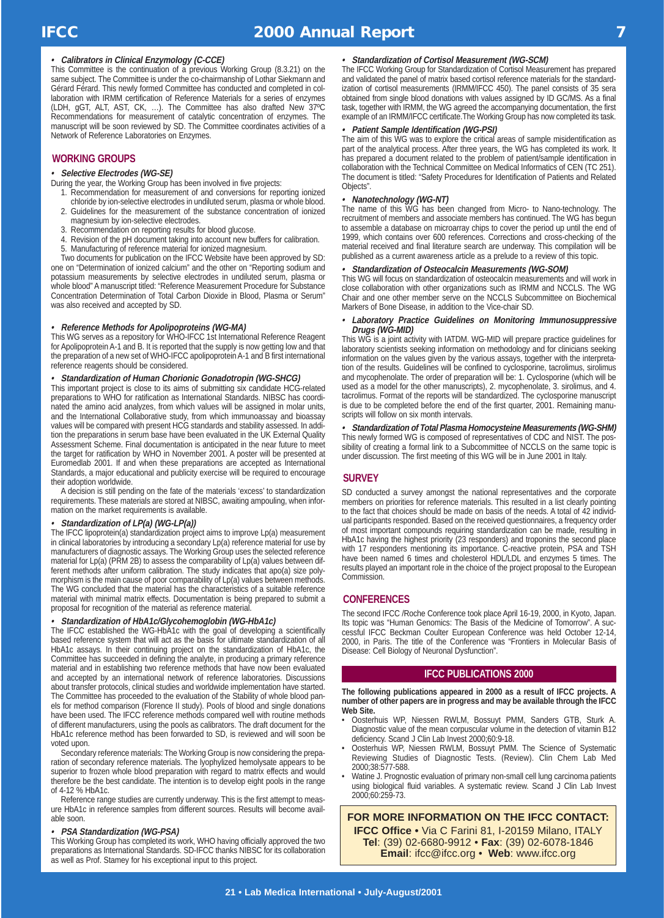- ***Calibrators in Clinical Enzymology (C-CCE)***

This Committee is the continuation of a previous Working Group (8.3.21) on the same subject. The Committee is under the co-chairmanship of Lothar Siekmann and Gérard Férard. This newly formed Committee has conducted and completed in collaboration with IRMM certification of Reference Materials for a series of enzymes (LDH, gGT, ALT, AST, CK, …). The Committee has also drafted New 37ºC Recommendations for measurement of catalytic concentration of enzymes. The manuscript will be soon reviewed by SD. The Committee coordinates activities of a Network of Reference Laboratories on Enzymes.

## WORKING GROUPS

- ***Selective Electrodes (WG-SE)***

During the year, the Working Group has been involved in five projects:

1. Recommendation for measurement of and conversions for reporting ionized chloride by ion-selective electrodes in undiluted serum, plasma or whole blood.
2. Guidelines for the measurement of the substance concentration of ionized magnesium by ion-selective electrodes.
3. Recommendation on reporting results for blood glucose.
4. Revision of the pH document taking into account new buffers for calibration.
5. Manufacturing of reference material for ionized magnesium.

Two documents for publication on the IFCC Website have been approved by SD: one on "Determination of ionized calcium" and the other on "Reporting sodium and potassium measurements by selective electrodes in undiluted serum, plasma or whole blood" A manuscript titled: "Reference Measurement Procedure for Substance Concentration Determination of Total Carbon Dioxide in Blood, Plasma or Serum" was also received and accepted by SD.

- ***Reference Methods for Apolipoproteins (WG-MA)***

This WG serves as a repository for WHO-IFCC 1st International Reference Reagent for Apolipoprotein A-1 and B. It is reported that the supply is now getting low and that the preparation of a new set of WHO-IFCC apolipoprotein A-1 and B first international reference reagents should be considered.

- ***Standardization of Human Chorionic Gonadotropin (WG-SHCG)***

This important project is close to its aims of submitting six candidate HCG-related preparations to WHO for ratification as International Standards. NIBSC has coordinated the amino acid analyzes, from which values will be assigned in molar units, and the International Collaborative study, from which immunoassay and bioassay values will be compared with present HCG standards and stability assessed. In addition the preparations in serum base have been evaluated in the UK External Quality Assessment Scheme. Final documentation is anticipated in the near future to meet the target for ratification by WHO in November 2001. A poster will be presented at Euromedlab 2001. If and when these preparations are accepted as International Standards, a major educational and publicity exercise will be required to encourage their adoption worldwide.

A decision is still pending on the fate of the materials 'excess' to standardization requirements. These materials are stored at NIBSC, awaiting ampouling, when information on the market requirements is available.

- ***Standardization of LP(a) (WG-LP(a))***

The IFCC lipoprotein(a) standardization project aims to improve Lp(a) measurement in clinical laboratories by introducing a secondary Lp(a) reference material for use by manufacturers of diagnostic assays. The Working Group uses the selected reference material for Lp(a) (PRM 2B) to assess the comparability of Lp(a) values between different methods after uniform calibration. The study indicates that apo(a) size polymorphism is the main cause of poor comparability of Lp(a) values between methods. The WG concluded that the material has the characteristics of a suitable reference material with minimal matrix effects. Documentation is being prepared to submit a proposal for recognition of the material as reference material.

- ***Standardization of HbA1c/Glycohemoglobin (WG-HbA1c)***

The IFCC established the WG-HbA1c with the goal of developing a scientifically based reference system that will act as the basis for ultimate standardization of all HbA1c assays. In their continuing project on the standardization of HbA1c, the Committee has succeeded in defining the analyte, in producing a primary reference material and in establishing two reference methods that have now been evaluated and accepted by an international network of reference laboratories. Discussions about transfer protocols, clinical studies and worldwide implementation have started. The Committee has proceeded to the evaluation of the Stability of whole blood panels for method comparison (Florence II study). Pools of blood and single donations have been used. The IFCC reference methods compared well with routine methods of different manufacturers, using the pools as calibrators. The draft document for the HbA1c reference method has been forwarded to SD, is reviewed and will soon be voted upon.

Secondary reference materials: The Working Group is now considering the preparation of secondary reference materials. The lyophylized hemolysate appears to be superior to frozen whole blood preparation with regard to matrix effects and would therefore be the best candidate. The intention is to develop eight pools in the range of 4-12 % HbA1c.

Reference range studies are currently underway. This is the first attempt to measure HbA1c in reference samples from different sources. Results will become available soon.

- ***PSA Standardization (WG-PSA)***

This Working Group has completed its work, WHO having officially approved the two preparations as International Standards. SD-IFCC thanks NIBSC for its collaboration as well as Prof. Stamey for his exceptional input to this project.

- ***Standardization of Cortisol Measurement (WG-SCM)***

The IFCC Working Group for Standardization of Cortisol Measurement has prepared and validated the panel of matrix based cortisol reference materials for the standardization of cortisol measurements (IRMM/IFCC 450). The panel consists of 35 sera obtained from single blood donations with values assigned by ID GC/MS. As a final task, together with IRMM, the WG agreed the accompanying documentation, the first example of an IRMM/IFCC certificate.The Working Group has now completed its task.

- ***Patient Sample Identification (WG-PSI)***

The aim of this WG was to explore the critical areas of sample misidentification as part of the analytical process. After three years, the WG has completed its work. It has prepared a document related to the problem of patient/sample identification in collaboration with the Technical Committee on Medical Informatics of CEN (TC 251). The document is titled: "Safety Procedures for Identification of Patients and Related Objects".

- ***Nanotechnology (WG-NT)***

The name of this WG has been changed from Micro- to Nano-technology. The recruitment of members and associate members has continued. The WG has begun to assemble a database on microarray chips to cover the period up until the end of 1999, which contains over 600 references. Corrections and cross-checking of the material received and final literature search are underway. This compilation will be published as a current awareness article as a prelude to a review of this topic.

- ***Standardization of Osteocalcin Measurements (WG-SOM)***

This WG will focus on standardization of osteocalcin measurements and will work in close collaboration with other organizations such as IRMM and NCCLS. The WG Chair and one other member serve on the NCCLS Subcommittee on Biochemical Markers of Bone Disease, in addition to the Vice-chair SD.

- ***Laboratory Practice Guidelines on Monitoring Immunosuppressive Drugs (WG-MID)***

This WG is a joint activity with IATDM. WG-MID will prepare practice guidelines for laboratory scientists seeking information on methodology and for clinicians seeking information on the values given by the various assays, together with the interpretation of the results. Guidelines will be confined to cyclosporine, tacrolimus, sirolimus and mycophenolate. The order of preparation will be: 1. Cyclosporine (which will be used as a model for the other manuscripts), 2. mycophenolate, 3. sirolimus, and 4. tacrolimus. Format of the reports will be standardized. The cyclosporine manuscript is due to be completed before the end of the first quarter, 2001. Remaining manuscripts will follow on six month intervals.

- ***Standardization of Total Plasma Homocysteine Measurements (WG-SHM)***

This newly formed WG is composed of representatives of CDC and NIST. The possibility of creating a formal link to a Subcommittee of NCCLS on the same topic is under discussion. The first meeting of this WG will be in June 2001 in Italy.

## SURVEY

SD conducted a survey amongst the national representatives and the corporate members on priorities for reference materials. This resulted in a list clearly pointing to the fact that choices should be made on basis of the needs. A total of 42 individual participants responded. Based on the received questionnaires, a frequency order of most important compounds requiring standardization can be made, resulting in HbA1c having the highest priority (23 responders) and troponins the second place with 17 responders mentioning its importance. C-reactive protein, PSA and TSH have been named 6 times and cholesterol HDL/LDL and enzymes 5 times. The results played an important role in the choice of the project proposal to the European Commission.

## CONFERENCES

The second IFCC /Roche Conference took place April 16-19, 2000, in Kyoto, Japan. Its topic was "Human Genomics: The Basis of the Medicine of Tomorrow". A successful IFCC Beckman Coulter European Conference was held October 12-14, 2000, in Paris. The title of the Conference was "Frontiers in Molecular Basis of Disease: Cell Biology of Neuronal Dysfunction".

## IFCC PUBLICATIONS 2000

**The following publications appeared in 2000 as a result of IFCC projects. A number of other papers are in progress and may be available through the IFCC Web Site.**

- Oosterhuis WP, Niessen RWLM, Bossuyt PMM, Sanders GTB, Sturk A. Diagnostic value of the mean corpuscular volume in the detection of vitamin B12 deficiency. Scand J Clin Lab Invest 2000;60:9-18.
- Oosterhuis WP, Niessen RWLM, Bossuyt PMM. The Science of Systematic Reviewing Studies of Diagnostic Tests. (Review). Clin Chem Lab Med 2000;38:577-588.
- Watine J. Prognostic evaluation of primary non-small cell lung carcinoma patients using biological fluid variables. A systematic review. Scand J Clin Lab Invest 2000;60:259-73.

**FOR MORE INFORMATION ON THE IFCC CONTACT:**

**IFCC Office** • Via C Farini 81, I-20159 Milano, ITALY
**Tel**: (39) 02-6680-9912 • **Fax**: (39) 02-6078-1846
**Email**: ifcc@ifcc.org • **Web**: www.ifcc.org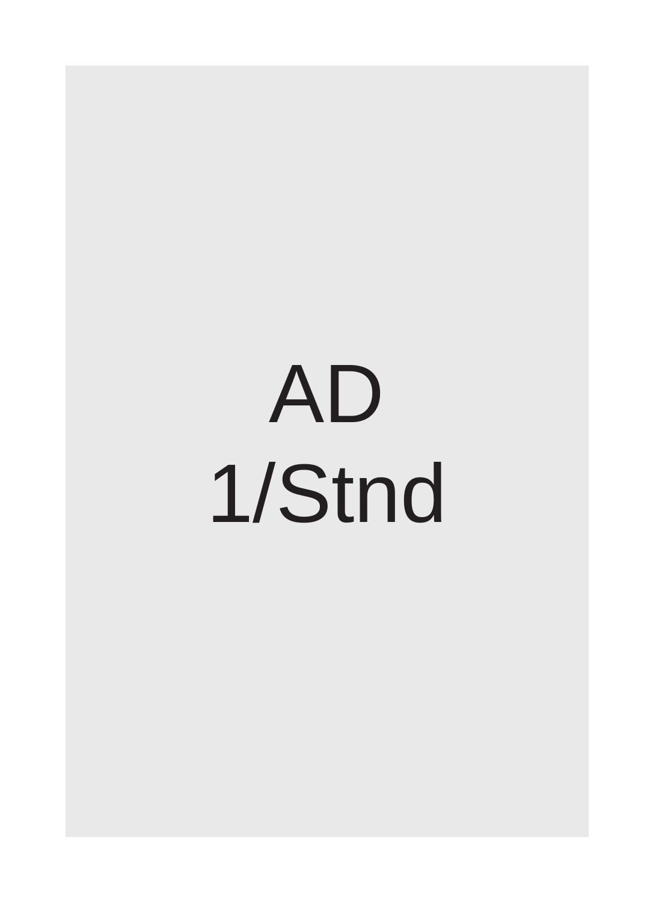AD
1/Stnd